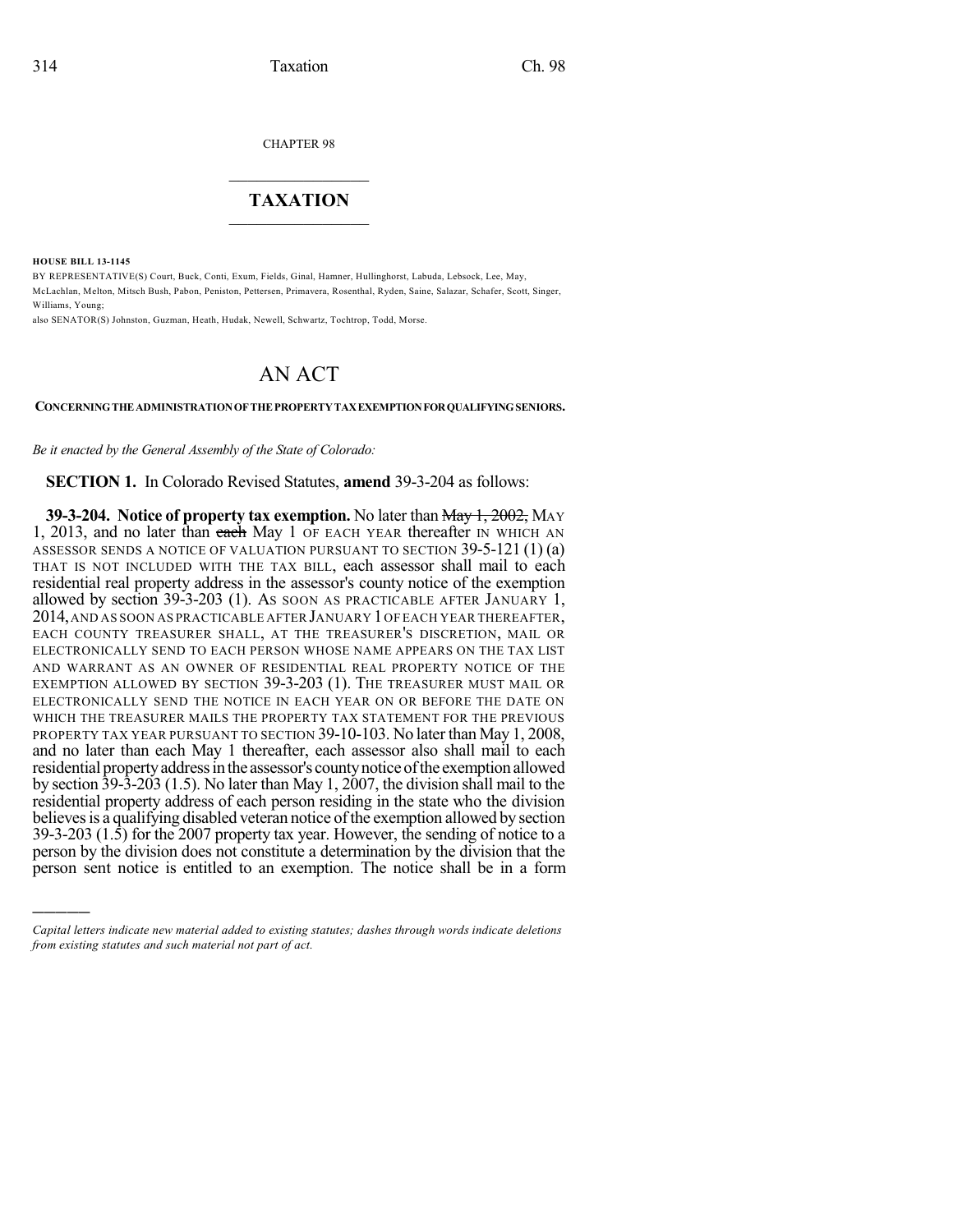CHAPTER 98

# TAXATION

**HOUSE BILL 13-1145**

BY REPRESENTATIVE(S) Court, Buck, Conti, Exum, Fields, Ginal, Hamner, Hullinghorst, Labuda, Lebsock, Lee, May, McLachlan, Melton, Mitsch Bush, Pabon, Peniston, Pettersen, Primavera, Rosenthal, Ryden, Saine, Salazar, Schafer, Scott, Singer, Williams, Young;
also SENATOR(S) Johnston, Guzman, Heath, Hudak, Newell, Schwartz, Tochtrop, Todd, Morse.

# AN ACT

**CONCERNING THE ADMINISTRATION OF THE PROPERTY TAX EXEMPTION FOR QUALIFYING SENIORS.**

*Be it enacted by the General Assembly of the State of Colorado:*

**SECTION 1.** In Colorado Revised Statutes, **amend** 39-3-204 as follows:

**39-3-204. Notice of property tax exemption.** No later than ~~May 1, 2002,~~ MAY 1, 2013, and no later than ~~each~~ May 1 OF EACH YEAR thereafter IN WHICH AN ASSESSOR SENDS A NOTICE OF VALUATION PURSUANT TO SECTION 39-5-121 (1) (a) THAT IS NOT INCLUDED WITH THE TAX BILL, each assessor shall mail to each residential real property address in the assessor's county notice of the exemption allowed by section 39-3-203 (1). AS SOON AS PRACTICABLE AFTER JANUARY 1, 2014, AND AS SOON AS PRACTICABLE AFTER JANUARY 1 OF EACH YEAR THEREAFTER, EACH COUNTY TREASURER SHALL, AT THE TREASURER'S DISCRETION, MAIL OR ELECTRONICALLY SEND TO EACH PERSON WHOSE NAME APPEARS ON THE TAX LIST AND WARRANT AS AN OWNER OF RESIDENTIAL REAL PROPERTY NOTICE OF THE EXEMPTION ALLOWED BY SECTION 39-3-203 (1). THE TREASURER MUST MAIL OR ELECTRONICALLY SEND THE NOTICE IN EACH YEAR ON OR BEFORE THE DATE ON WHICH THE TREASURER MAILS THE PROPERTY TAX STATEMENT FOR THE PREVIOUS PROPERTY TAX YEAR PURSUANT TO SECTION 39-10-103. No later than May 1, 2008, and no later than each May 1 thereafter, each assessor also shall mail to each residential property address in the assessor's county notice of the exemption allowed by section 39-3-203 (1.5). No later than May 1, 2007, the division shall mail to the residential property address of each person residing in the state who the division believes is a qualifying disabled veteran notice of the exemption allowed by section 39-3-203 (1.5) for the 2007 property tax year. However, the sending of notice to a person by the division does not constitute a determination by the division that the person sent notice is entitled to an exemption. The notice shall be in a form

*Capital letters indicate new material added to existing statutes; dashes through words indicate deletions from existing statutes and such material not part of act.*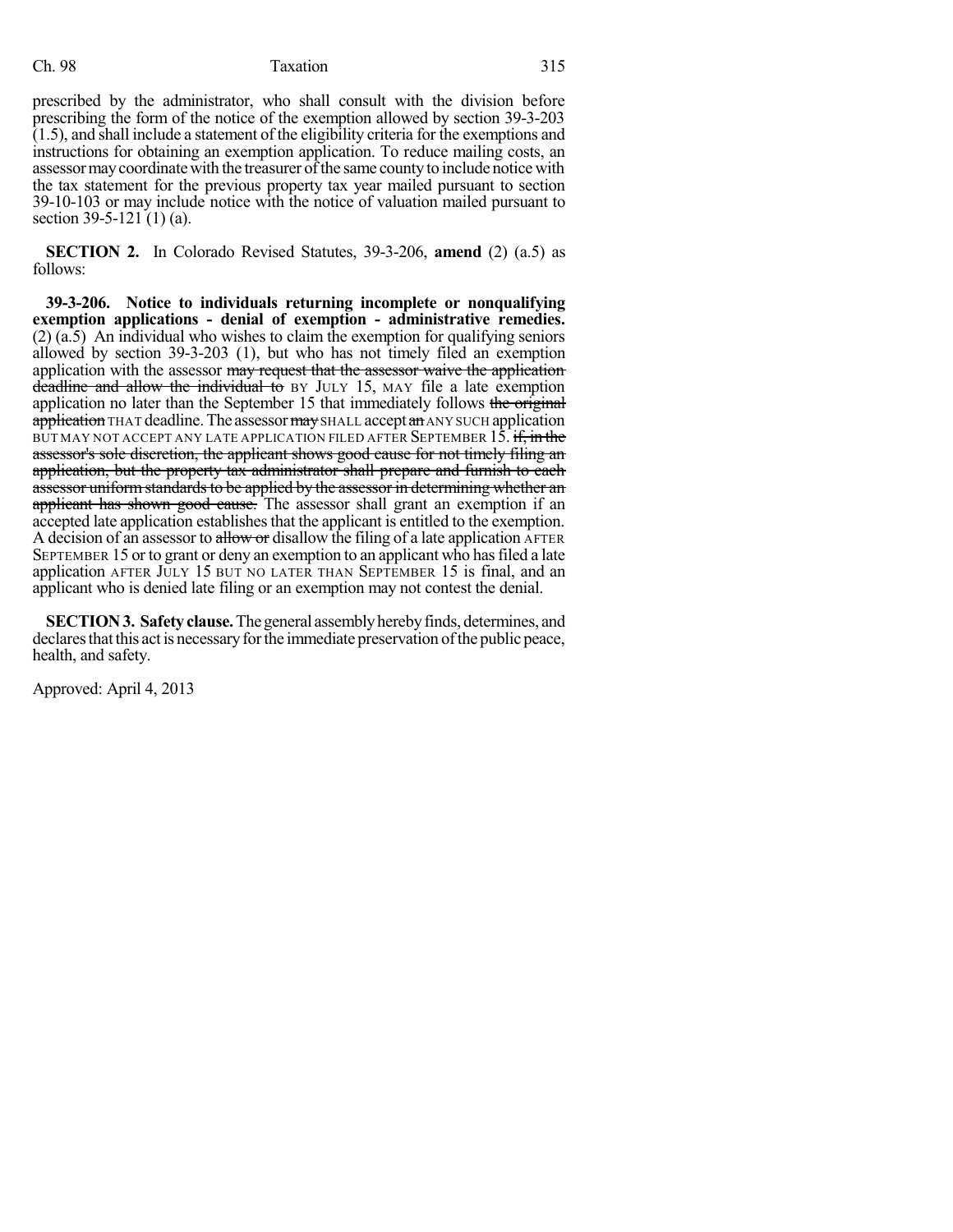prescribed by the administrator, who shall consult with the division before prescribing the form of the notice of the exemption allowed by section 39-3-203 (1.5), and shall include a statement of the eligibility criteria for the exemptions and instructions for obtaining an exemption application. To reduce mailing costs, an assessor may coordinate with the treasurer of the same county to include notice with the tax statement for the previous property tax year mailed pursuant to section 39-10-103 or may include notice with the notice of valuation mailed pursuant to section 39-5-121 (1) (a).

**SECTION 2.** In Colorado Revised Statutes, 39-3-206, **amend** (2) (a.5) as follows:

**39-3-206. Notice to individuals returning incomplete or nonqualifying exemption applications - denial of exemption - administrative remedies.** (2) (a.5) An individual who wishes to claim the exemption for qualifying seniors allowed by section 39-3-203 (1), but who has not timely filed an exemption application with the assessor ~~may request that the assessor waive the application deadline and allow the individual to~~ BY JULY 15, MAY file a late exemption application no later than the September 15 that immediately follows ~~the original application~~ THAT deadline. The assessor ~~may~~ SHALL accept ~~an~~ ANY SUCH application BUT MAY NOT ACCEPT ANY LATE APPLICATION FILED AFTER SEPTEMBER 15. ~~if, in the assessor's sole discretion, the applicant shows good cause for not timely filing an application, but the property tax administrator shall prepare and furnish to each assessor uniform standards to be applied by the assessor in determining whether an applicant has shown good cause.~~ The assessor shall grant an exemption if an accepted late application establishes that the applicant is entitled to the exemption. A decision of an assessor to ~~allow or~~ disallow the filing of a late application AFTER SEPTEMBER 15 or to grant or deny an exemption to an applicant who has filed a late application AFTER JULY 15 BUT NO LATER THAN SEPTEMBER 15 is final, and an applicant who is denied late filing or an exemption may not contest the denial.

**SECTION 3. Safety clause.** The general assembly hereby finds, determines, and declares that this act is necessary for the immediate preservation of the public peace, health, and safety.

Approved: April 4, 2013